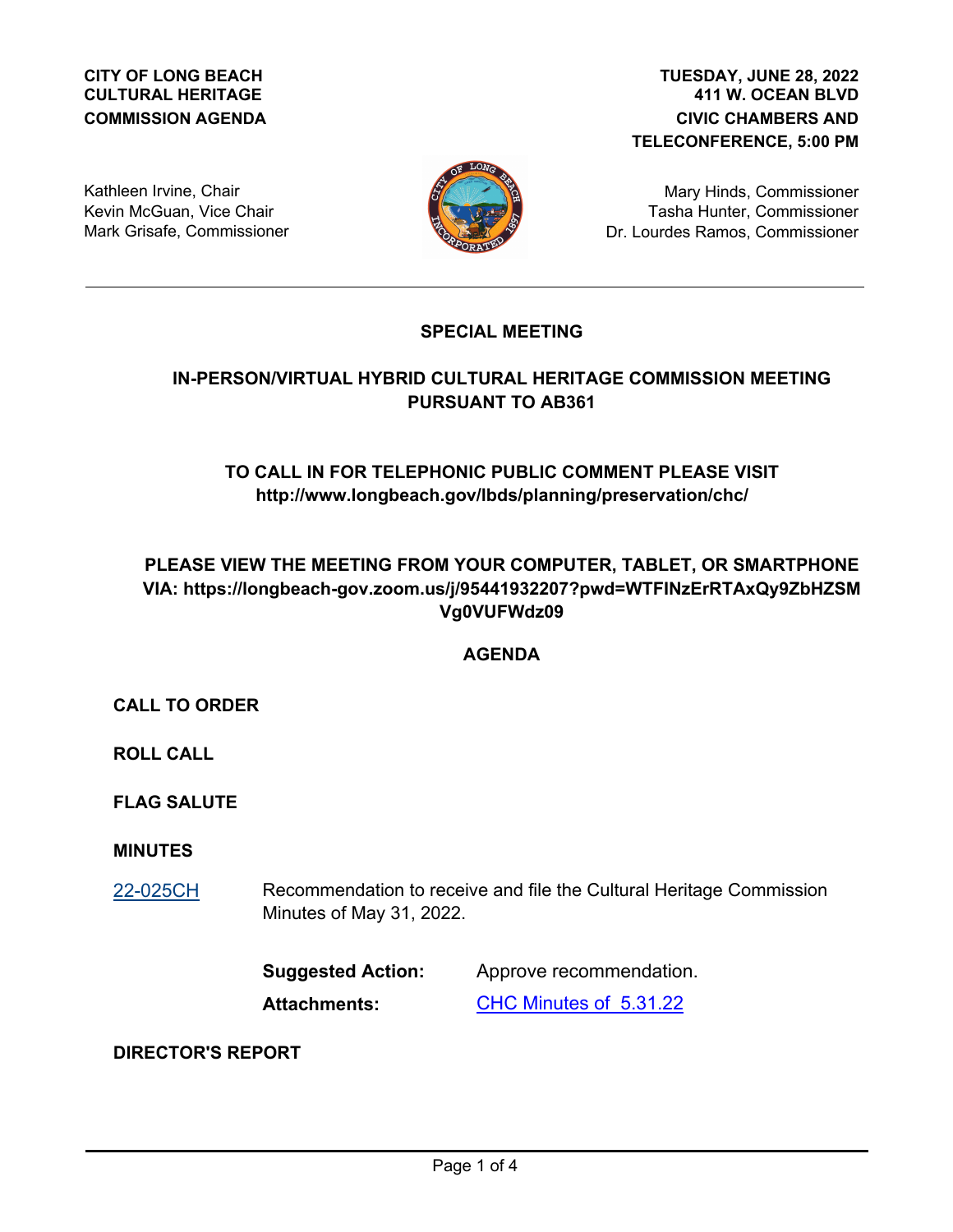**CITY OF LONG BEACH**
**CULTURAL HERITAGE**
**COMMISSION AGENDA**

**TUESDAY, JUNE 28, 2022**
**411 W. OCEAN BLVD**
**CIVIC CHAMBERS AND**
**TELECONFERENCE, 5:00 PM**

Kathleen Irvine, Chair
Kevin McGuan, Vice Chair
Mark Grisafe, Commissioner

Mary Hinds, Commissioner
Tasha Hunter, Commissioner
Dr. Lourdes Ramos, Commissioner

---

## SPECIAL MEETING

## IN-PERSON/VIRTUAL HYBRID CULTURAL HERITAGE COMMISSION MEETING PURSUANT TO AB361

**TO CALL IN FOR TELEPHONIC PUBLIC COMMENT PLEASE VISIT http://www.longbeach.gov/lbds/planning/preservation/chc/**

**PLEASE VIEW THE MEETING FROM YOUR COMPUTER, TABLET, OR SMARTPHONE VIA: https://longbeach-gov.zoom.us/j/95441932207?pwd=WTFINzErRTAxQy9ZbHZSMVg0VUFWdz09**

## AGENDA

### CALL TO ORDER

### ROLL CALL

### FLAG SALUTE

### MINUTES

22-025CH Recommendation to receive and file the Cultural Heritage Commission Minutes of May 31, 2022.

**Suggested Action:** Approve recommendation.

**Attachments:** CHC Minutes of 5.31.22

### DIRECTOR'S REPORT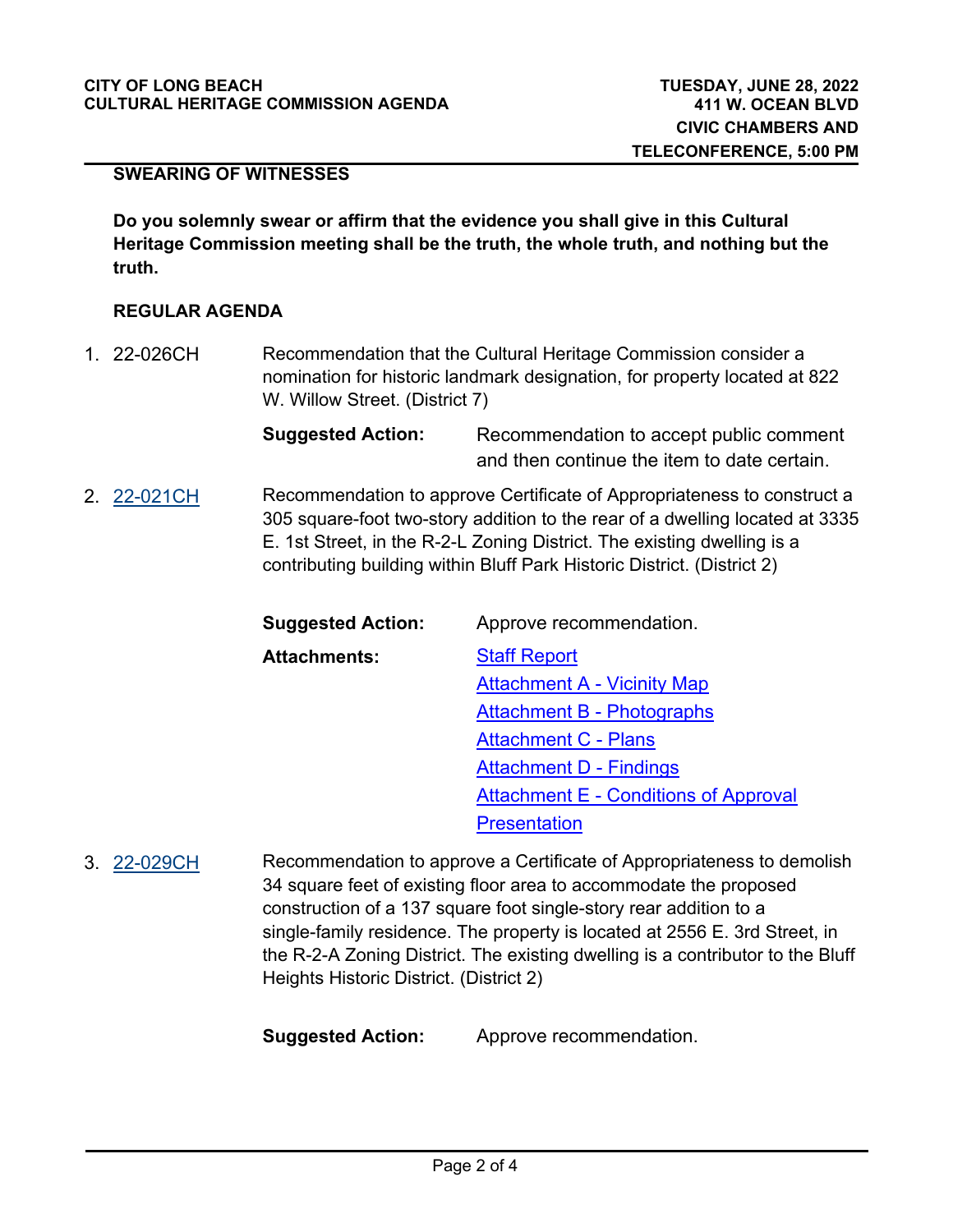**SWEARING OF WITNESSES**

**Do you solemnly swear or affirm that the evidence you shall give in this Cultural Heritage Commission meeting shall be the truth, the whole truth, and nothing but the truth.**

**REGULAR AGENDA**

1. 22-026CH — Recommendation that the Cultural Heritage Commission consider a nomination for historic landmark designation, for property located at 822 W. Willow Street. (District 7)

   **Suggested Action:** Recommendation to accept public comment and then continue the item to date certain.

2. 22-021CH — Recommendation to approve Certificate of Appropriateness to construct a 305 square-foot two-story addition to the rear of a dwelling located at 3335 E. 1st Street, in the R-2-L Zoning District. The existing dwelling is a contributing building within Bluff Park Historic District. (District 2)

   **Suggested Action:** Approve recommendation.

   **Attachments:** Staff Report
   Attachment A - Vicinity Map
   Attachment B - Photographs
   Attachment C - Plans
   Attachment D - Findings
   Attachment E - Conditions of Approval
   Presentation

3. 22-029CH — Recommendation to approve a Certificate of Appropriateness to demolish 34 square feet of existing floor area to accommodate the proposed construction of a 137 square foot single-story rear addition to a single-family residence. The property is located at 2556 E. 3rd Street, in the R-2-A Zoning District. The existing dwelling is a contributor to the Bluff Heights Historic District. (District 2)

   **Suggested Action:** Approve recommendation.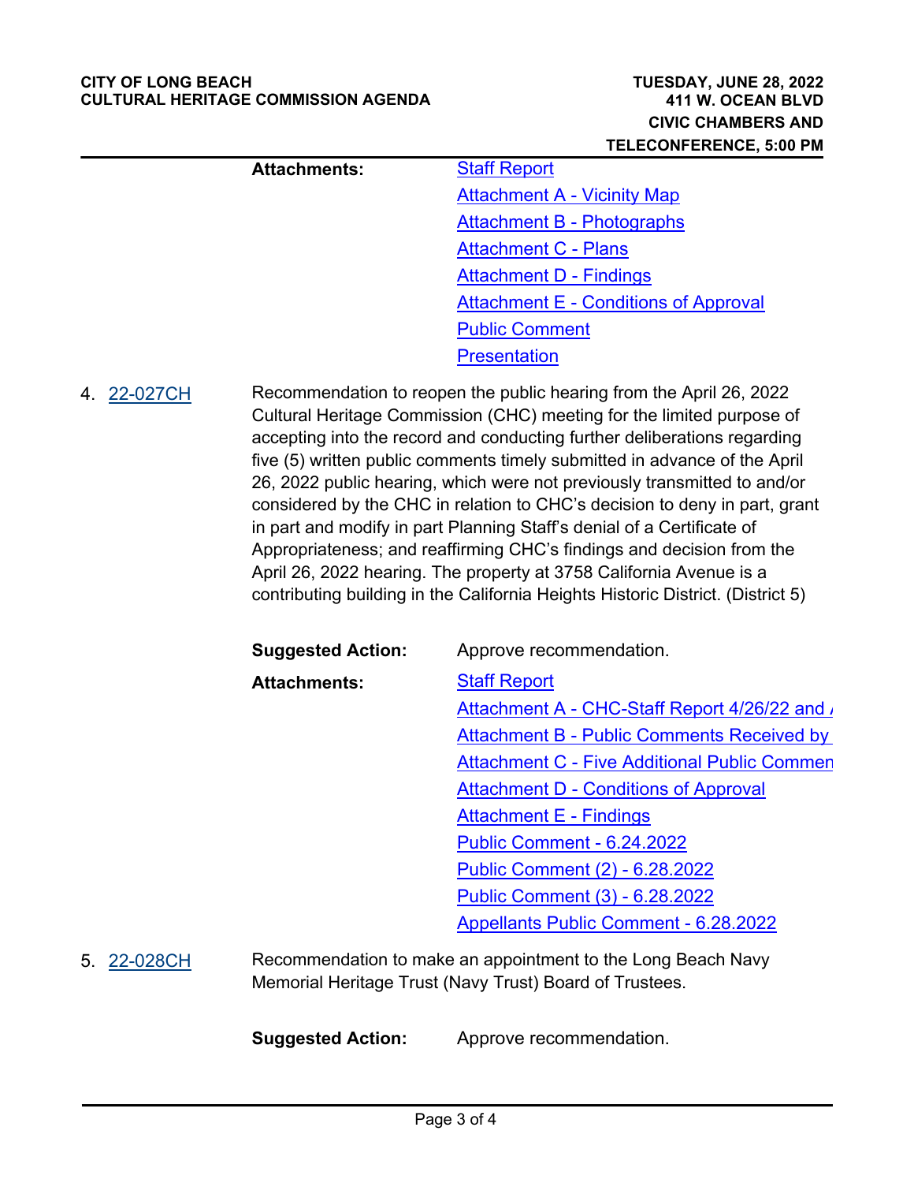**Attachments:**

Staff Report
Attachment A - Vicinity Map
Attachment B - Photographs
Attachment C - Plans
Attachment D - Findings
Attachment E - Conditions of Approval
Public Comment
Presentation

4. 22-027CH

Recommendation to reopen the public hearing from the April 26, 2022 Cultural Heritage Commission (CHC) meeting for the limited purpose of accepting into the record and conducting further deliberations regarding five (5) written public comments timely submitted in advance of the April 26, 2022 public hearing, which were not previously transmitted to and/or considered by the CHC in relation to CHC's decision to deny in part, grant in part and modify in part Planning Staff's denial of a Certificate of Appropriateness; and reaffirming CHC's findings and decision from the April 26, 2022 hearing. The property at 3758 California Avenue is a contributing building in the California Heights Historic District. (District 5)

**Suggested Action:** Approve recommendation.

**Attachments:**

Staff Report
Attachment A - CHC-Staff Report 4/26/22 and
Attachment B - Public Comments Received by
Attachment C - Five Additional Public Commen
Attachment D - Conditions of Approval
Attachment E - Findings
Public Comment - 6.24.2022
Public Comment (2) - 6.28.2022
Public Comment (3) - 6.28.2022
Appellants Public Comment - 6.28.2022

5. 22-028CH

Recommendation to make an appointment to the Long Beach Navy Memorial Heritage Trust (Navy Trust) Board of Trustees.

**Suggested Action:** Approve recommendation.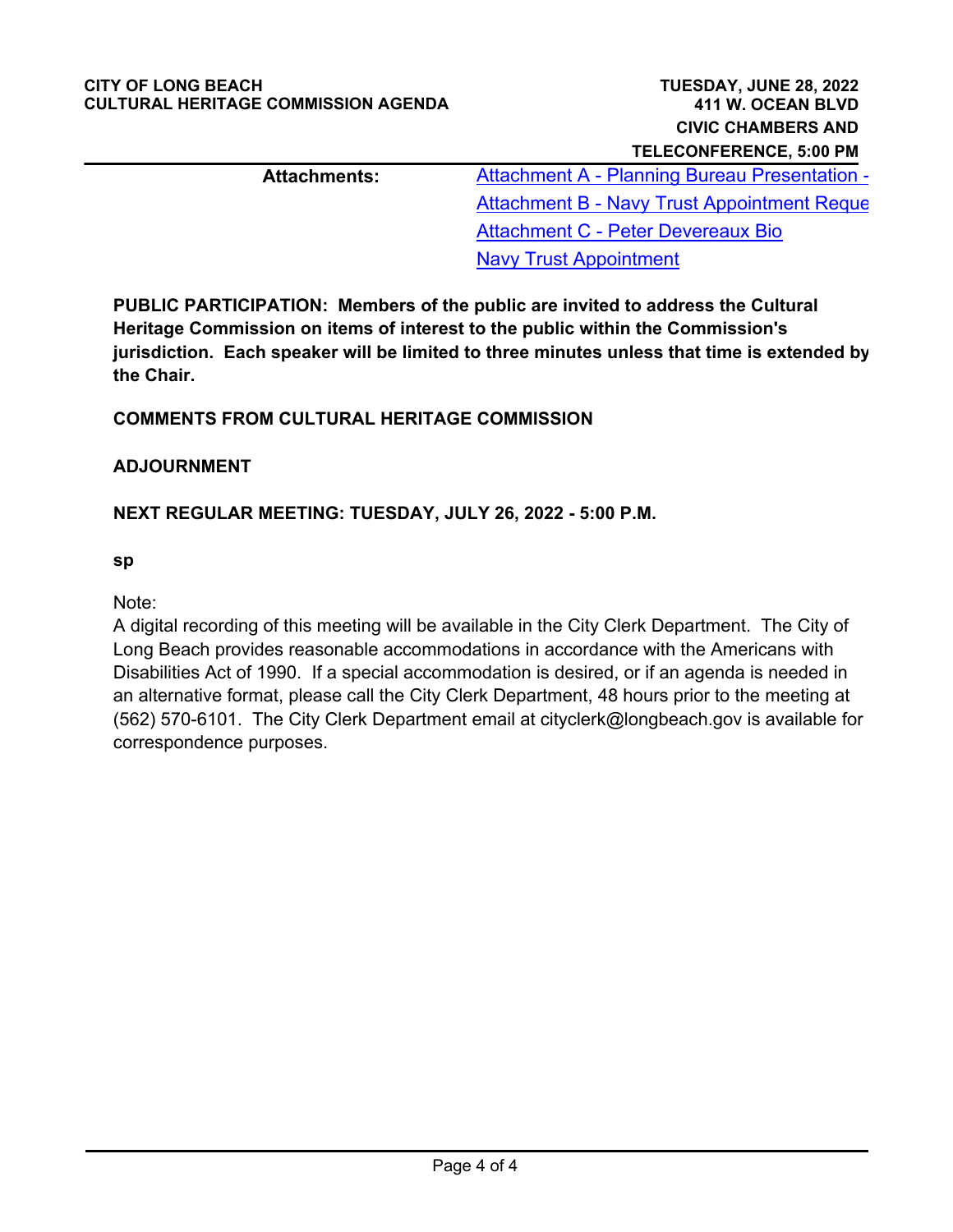**Attachments:**

- Attachment A - Planning Bureau Presentation -
- Attachment B - Navy Trust Appointment Reque
- Attachment C - Peter Devereaux Bio
- Navy Trust Appointment

**PUBLIC PARTICIPATION: Members of the public are invited to address the Cultural Heritage Commission on items of interest to the public within the Commission's jurisdiction. Each speaker will be limited to three minutes unless that time is extended by the Chair.**

**COMMENTS FROM CULTURAL HERITAGE COMMISSION**

**ADJOURNMENT**

**NEXT REGULAR MEETING: TUESDAY, JULY 26, 2022 - 5:00 P.M.**

**sp**

Note:
A digital recording of this meeting will be available in the City Clerk Department. The City of Long Beach provides reasonable accommodations in accordance with the Americans with Disabilities Act of 1990. If a special accommodation is desired, or if an agenda is needed in an alternative format, please call the City Clerk Department, 48 hours prior to the meeting at (562) 570-6101. The City Clerk Department email at cityclerk@longbeach.gov is available for correspondence purposes.